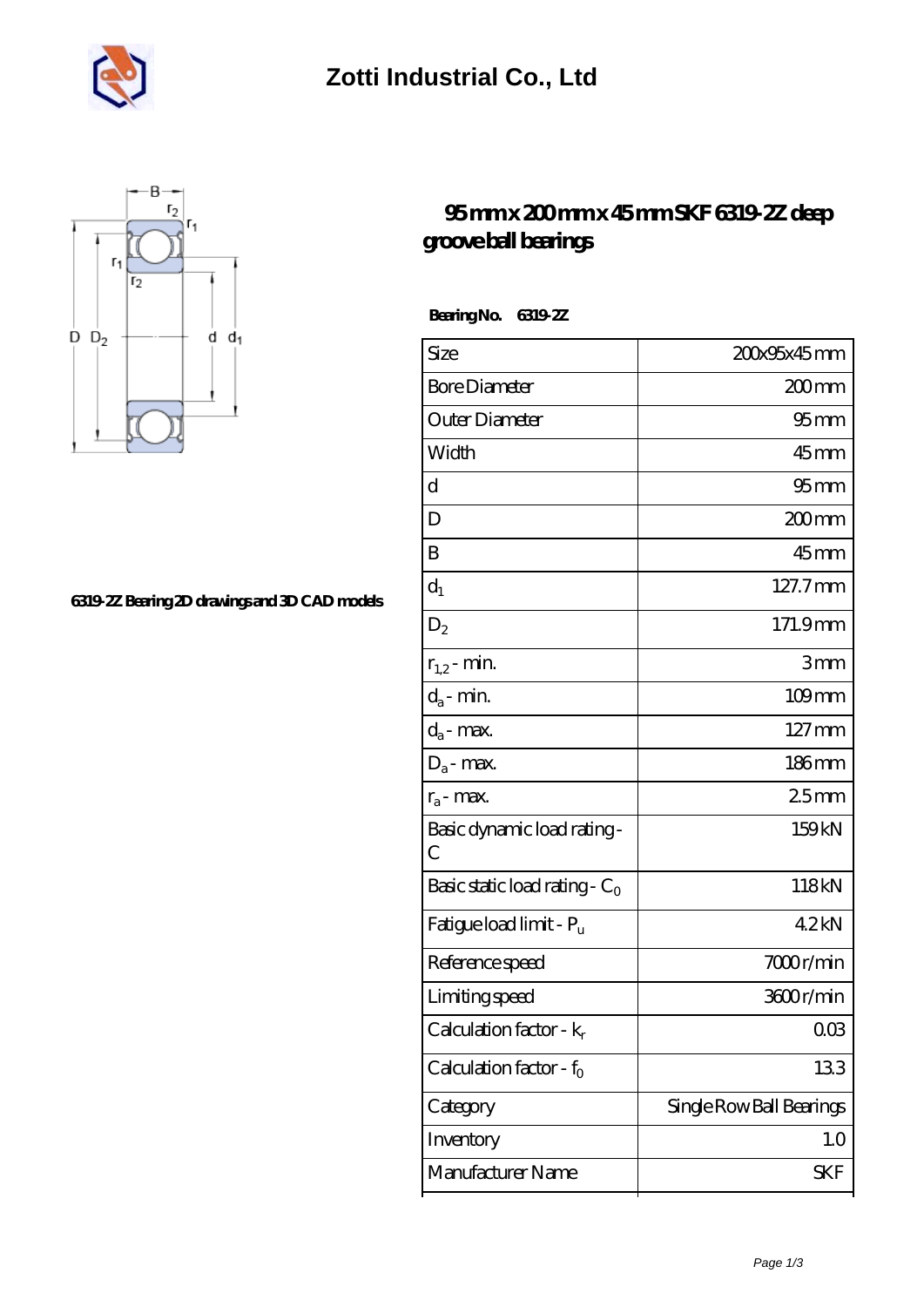# Zotti Industrial Co., Ltd

6319-2Z Bearing 2D drawings and 3D CAD models

## 95 mm x 200 mm x 45 mm SKF 6319-2Z deep groove ball bearings

**Bearing No. 6319-2Z**

| | |
|---|---|
| Size | 200x95x45 mm |
| Bore Diameter | 200 mm |
| Outer Diameter | 95 mm |
| Width | 45 mm |
| d | 95 mm |
| D | 200 mm |
| B | 45 mm |
| $d_1$ | 127.7 mm |
| $D_2$ | 171.9 mm |
| $r_{1,2}$ - min. | 3 mm |
| $d_a$ - min. | 109 mm |
| $d_a$ - max. | 127 mm |
| $D_a$ - max. | 186 mm |
| $r_a$ - max. | 2.5 mm |
| Basic dynamic load rating - C | 159 kN |
| Basic static load rating - $C_0$ | 118 kN |
| Fatigue load limit - $P_u$ | 4.2 kN |
| Reference speed | 7000 r/min |
| Limiting speed | 3600 r/min |
| Calculation factor - $k_r$ | 0.03 |
| Calculation factor - $f_0$ | 13.3 |
| Category | Single Row Ball Bearings |
| Inventory | 1.0 |
| Manufacturer Name | SKF |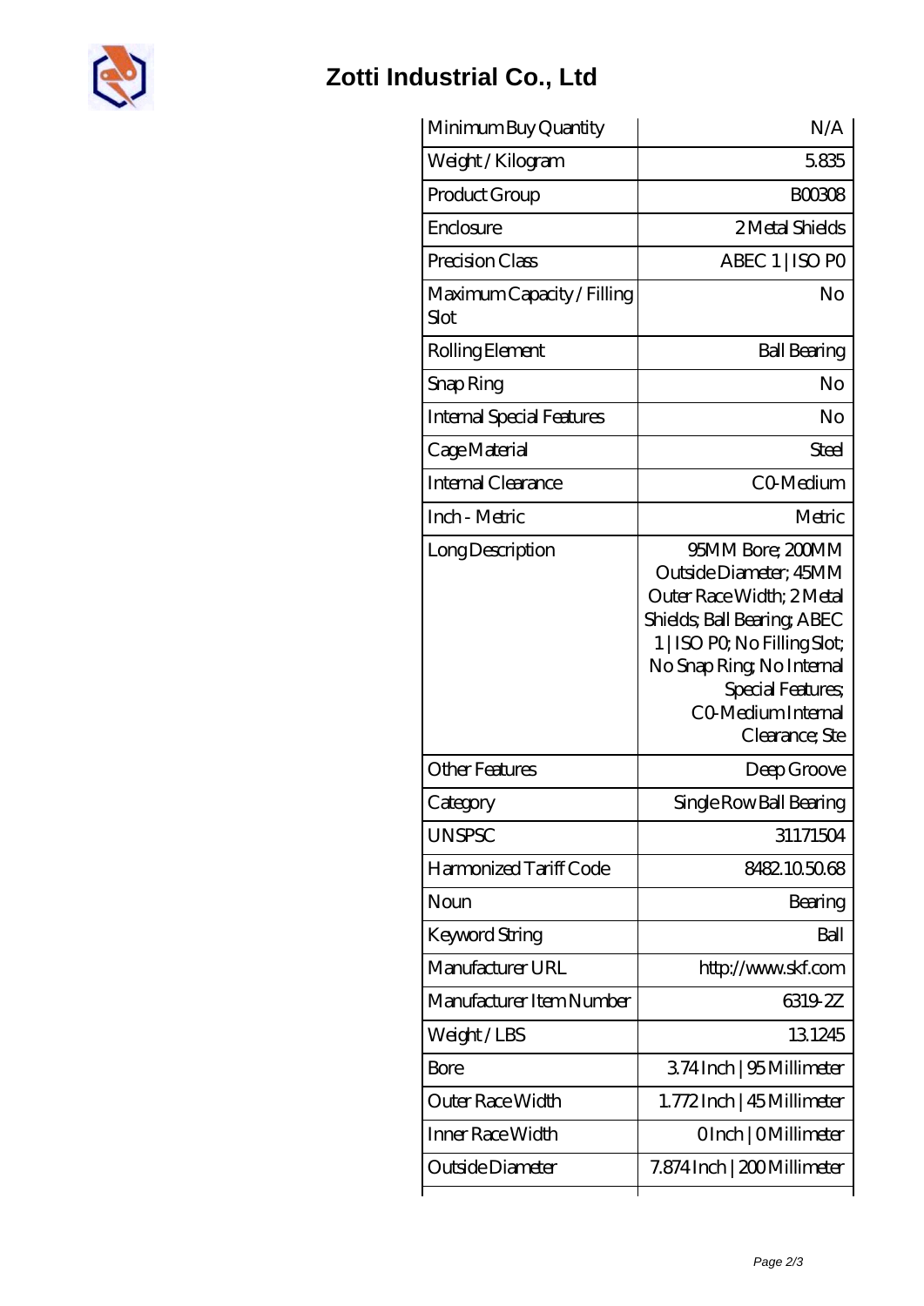## Zotti Industrial Co., Ltd

| Minimum Buy Quantity | N/A |
|---|---|
| Weight / Kilogram | 5.835 |
| Product Group | B00308 |
| Enclosure | 2 Metal Shields |
| Precision Class | ABEC 1 \| ISO P0 |
| Maximum Capacity / Filling Slot | No |
| Rolling Element | Ball Bearing |
| Snap Ring | No |
| Internal Special Features | No |
| Cage Material | Steel |
| Internal Clearance | C0-Medium |
| Inch - Metric | Metric |
| Long Description | 95MM Bore; 200MM Outside Diameter; 45MM Outer Race Width; 2 Metal Shields; Ball Bearing; ABEC 1 \| ISO P0; No Filling Slot; No Snap Ring; No Internal Special Features; C0-Medium Internal Clearance; Ste |
| Other Features | Deep Groove |
| Category | Single Row Ball Bearing |
| UNSPSC | 31171504 |
| Harmonized Tariff Code | 8482.10.50.68 |
| Noun | Bearing |
| Keyword String | Ball |
| Manufacturer URL | http://www.skf.com |
| Manufacturer Item Number | 6319-2Z |
| Weight / LBS | 13.1245 |
| Bore | 3.74 Inch \| 95 Millimeter |
| Outer Race Width | 1.772 Inch \| 45 Millimeter |
| Inner Race Width | 0 Inch \| 0 Millimeter |
| Outside Diameter | 7.874 Inch \| 200 Millimeter |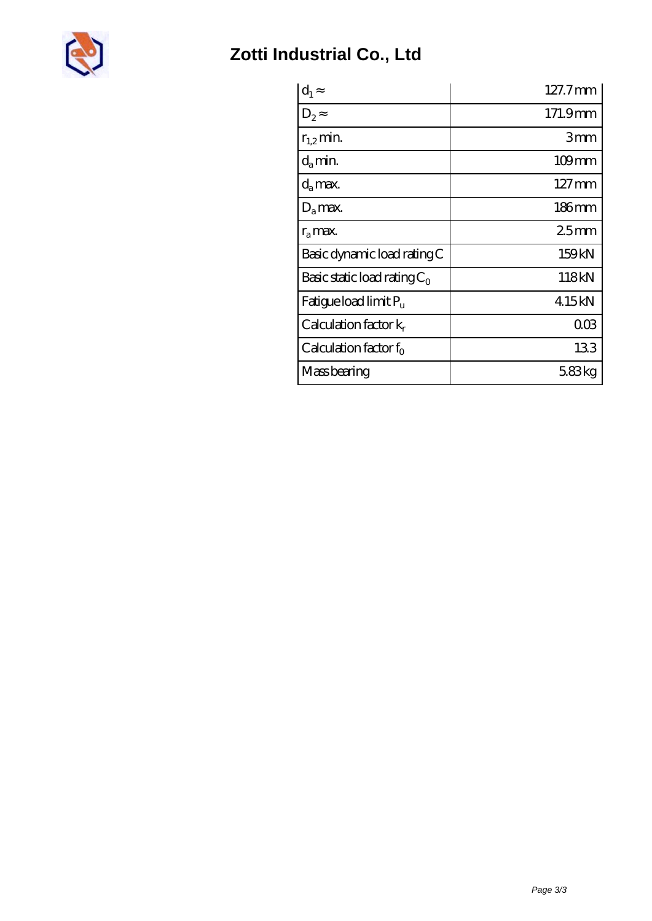# Zotti Industrial Co., Ltd

| | |
|---|---|
| $d_1 \approx$ | 127.7 mm |
| $D_2 \approx$ | 171.9 mm |
| $r_{1,2}$ min. | 3 mm |
| $d_a$ min. | 109 mm |
| $d_a$ max. | 127 mm |
| $D_a$ max. | 186 mm |
| $r_a$ max. | 2.5 mm |
| Basic dynamic load rating C | 159 kN |
| Basic static load rating $C_0$ | 118 kN |
| Fatigue load limit $P_u$ | 4.15 kN |
| Calculation factor $k_r$ | 0.03 |
| Calculation factor $f_0$ | 13.3 |
| Mass bearing | 5.83 kg |